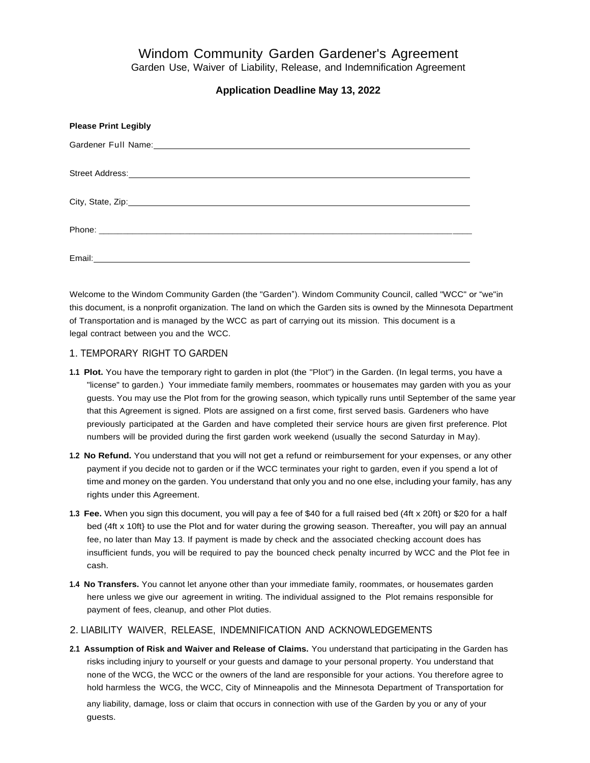# Windom Community Garden Gardener's Agreement

Garden Use, Waiver of Liability, Release, and Indemnification Agreement

**Application Deadline May 13, 2022**

**Please Print Legibly**

Gardener Full Name: ______________________________________________

Street Address: ______________________________________________

City, State, Zip: ______________________________________________

Phone: ______________________________________________

Email: ______________________________________________

Welcome to the Windom Community Garden (the "Garden"). Windom Community Council, called "WCC" or "we"in this document, is a nonprofit organization. The land on which the Garden sits is owned by the Minnesota Department of Transportation and is managed by the WCC as part of carrying out its mission. This document is a legal contract between you and the WCC.

## 1. TEMPORARY RIGHT TO GARDEN

**1.1 Plot.** You have the temporary right to garden in plot (the "Plot") in the Garden. (In legal terms, you have a "license" to garden.) Your immediate family members, roommates or housemates may garden with you as your guests. You may use the Plot from for the growing season, which typically runs until September of the same year that this Agreement is signed. Plots are assigned on a first come, first served basis. Gardeners who have previously participated at the Garden and have completed their service hours are given first preference. Plot numbers will be provided during the first garden work weekend (usually the second Saturday in May).

**1.2 No Refund.** You understand that you will not get a refund or reimbursement for your expenses, or any other payment if you decide not to garden or if the WCC terminates your right to garden, even if you spend a lot of time and money on the garden. You understand that only you and no one else, including your family, has any rights under this Agreement.

**1.3 Fee.** When you sign this document, you will pay a fee of $40 for a full raised bed (4ft x 20ft} or $20 for a half bed (4ft x 10ft} to use the Plot and for water during the growing season. Thereafter, you will pay an annual fee, no later than May 13. If payment is made by check and the associated checking account does has insufficient funds, you will be required to pay the bounced check penalty incurred by WCC and the Plot fee in cash.

**1.4 No Transfers.** You cannot let anyone other than your immediate family, roommates, or housemates garden here unless we give our agreement in writing. The individual assigned to the Plot remains responsible for payment of fees, cleanup, and other Plot duties.

## 2. LIABILITY WAIVER, RELEASE, INDEMNIFICATION AND ACKNOWLEDGEMENTS

**2.1 Assumption of Risk and Waiver and Release of Claims.** You understand that participating in the Garden has risks including injury to yourself or your guests and damage to your personal property. You understand that none of the WCG, the WCC or the owners of the land are responsible for your actions. You therefore agree to hold harmless the WCG, the WCC, City of Minneapolis and the Minnesota Department of Transportation for any liability, damage, loss or claim that occurs in connection with use of the Garden by you or any of your guests.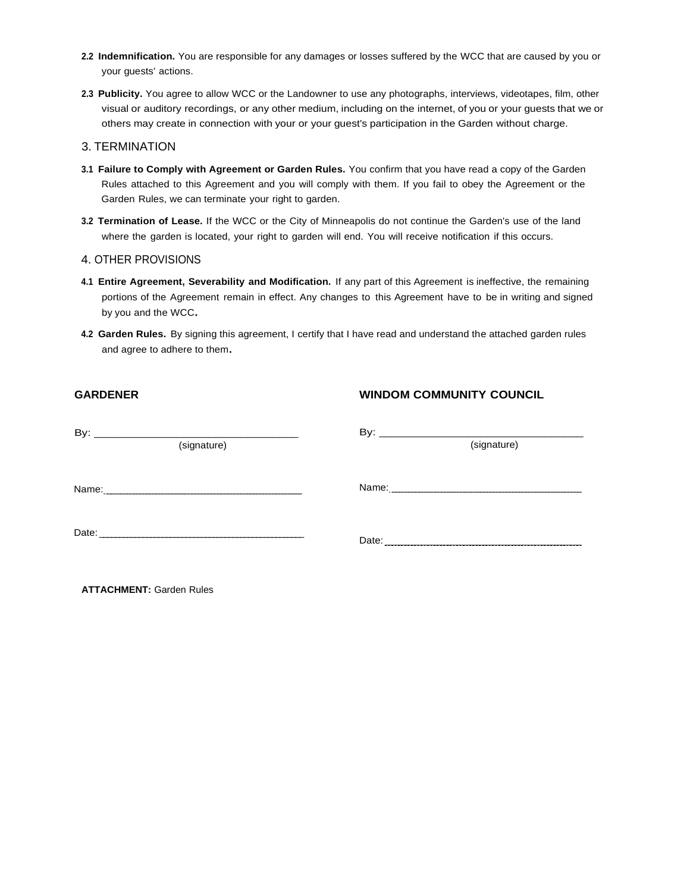**2.2 Indemnification.** You are responsible for any damages or losses suffered by the WCC that are caused by you or your guests' actions.

**2.3 Publicity.** You agree to allow WCC or the Landowner to use any photographs, interviews, videotapes, film, other visual or auditory recordings, or any other medium, including on the internet, of you or your guests that we or others may create in connection with your or your guest's participation in the Garden without charge.

## 3. TERMINATION

**3.1 Failure to Comply with Agreement or Garden Rules.** You confirm that you have read a copy of the Garden Rules attached to this Agreement and you will comply with them. If you fail to obey the Agreement or the Garden Rules, we can terminate your right to garden.

**3.2 Termination of Lease.** If the WCC or the City of Minneapolis do not continue the Garden's use of the land where the garden is located, your right to garden will end. You will receive notification if this occurs.

## 4. OTHER PROVISIONS

**4.1 Entire Agreement, Severability and Modification.** If any part of this Agreement is ineffective, the remaining portions of the Agreement remain in effect. Any changes to this Agreement have to be in writing and signed by you and the WCC.

**4.2 Garden Rules.** By signing this agreement, I certify that I have read and understand the attached garden rules and agree to adhere to them.

**GARDENER**

By: ___________________________________
(signature)

Name: ___________________________________

Date: ___________________________________

**WINDOM COMMUNITY COUNCIL**

By: ___________________________________
(signature)

Name: ___________________________________

Date: ___________________________________

**ATTACHMENT:** Garden Rules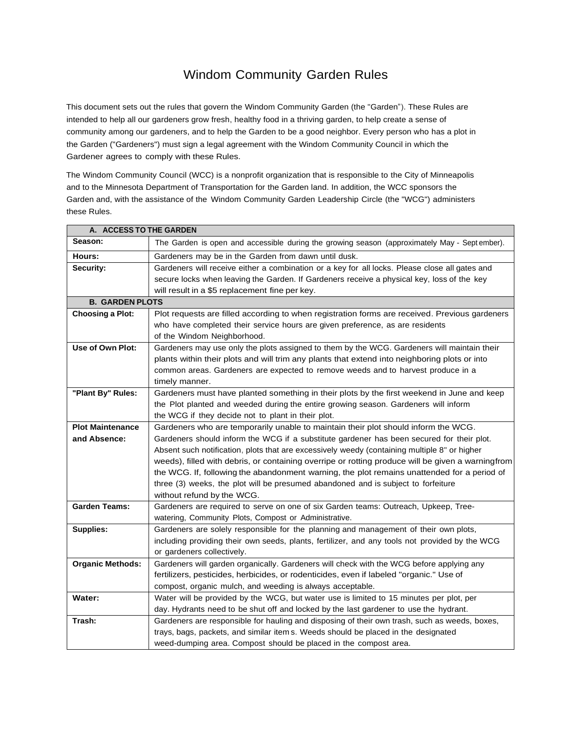# Windom Community Garden Rules

This document sets out the rules that govern the Windom Community Garden (the "Garden"). These Rules are intended to help all our gardeners grow fresh, healthy food in a thriving garden, to help create a sense of community among our gardeners, and to help the Garden to be a good neighbor. Every person who has a plot in the Garden ("Gardeners") must sign a legal agreement with the Windom Community Council in which the Gardener agrees to comply with these Rules.

The Windom Community Council (WCC) is a nonprofit organization that is responsible to the City of Minneapolis and to the Minnesota Department of Transportation for the Garden land. In addition, the WCC sponsors the Garden and, with the assistance of the Windom Community Garden Leadership Circle (the "WCG") administers these Rules.

| **A. ACCESS TO THE GARDEN** | |
|---|---|
| **Season:** | The Garden is open and accessible during the growing season (approximately May - September). |
| **Hours:** | Gardeners may be in the Garden from dawn until dusk. |
| **Security:** | Gardeners will receive either a combination or a key for all locks. Please close all gates and secure locks when leaving the Garden. If Gardeners receive a physical key, loss of the key will result in a $5 replacement fine per key. |
| **B. GARDEN PLOTS** | |
| **Choosing a Plot:** | Plot requests are filled according to when registration forms are received. Previous gardeners who have completed their service hours are given preference, as are residents of the Windom Neighborhood. |
| **Use of Own Plot:** | Gardeners may use only the plots assigned to them by the WCG. Gardeners will maintain their plants within their plots and will trim any plants that extend into neighboring plots or into common areas. Gardeners are expected to remove weeds and to harvest produce in a timely manner. |
| **"Plant By" Rules:** | Gardeners must have planted something in their plots by the first weekend in June and keep the Plot planted and weeded during the entire growing season. Gardeners will inform the WCG if they decide not to plant in their plot. |
| **Plot Maintenance and Absence:** | Gardeners who are temporarily unable to maintain their plot should inform the WCG. Gardeners should inform the WCG if a substitute gardener has been secured for their plot. Absent such notification, plots that are excessively weedy (containing multiple 8" or higher weeds), filled with debris, or containing overripe or rotting produce will be given a warning from the WCG. If, following the abandonment warning, the plot remains unattended for a period of three (3) weeks, the plot will be presumed abandoned and is subject to forfeiture without refund by the WCG. |
| **Garden Teams:** | Gardeners are required to serve on one of six Garden teams: Outreach, Upkeep, Tree-watering, Community Plots, Compost or Administrative. |
| **Supplies:** | Gardeners are solely responsible for the planning and management of their own plots, including providing their own seeds, plants, fertilizer, and any tools not provided by the WCG or gardeners collectively. |
| **Organic Methods:** | Gardeners will garden organically. Gardeners will check with the WCG before applying any fertilizers, pesticides, herbicides, or rodenticides, even if labeled "organic." Use of compost, organic mulch, and weeding is always acceptable. |
| **Water:** | Water will be provided by the WCG, but water use is limited to 15 minutes per plot, per day. Hydrants need to be shut off and locked by the last gardener to use the hydrant. |
| **Trash:** | Gardeners are responsible for hauling and disposing of their own trash, such as weeds, boxes, trays, bags, packets, and similar items. Weeds should be placed in the designated weed-dumping area. Compost should be placed in the compost area. |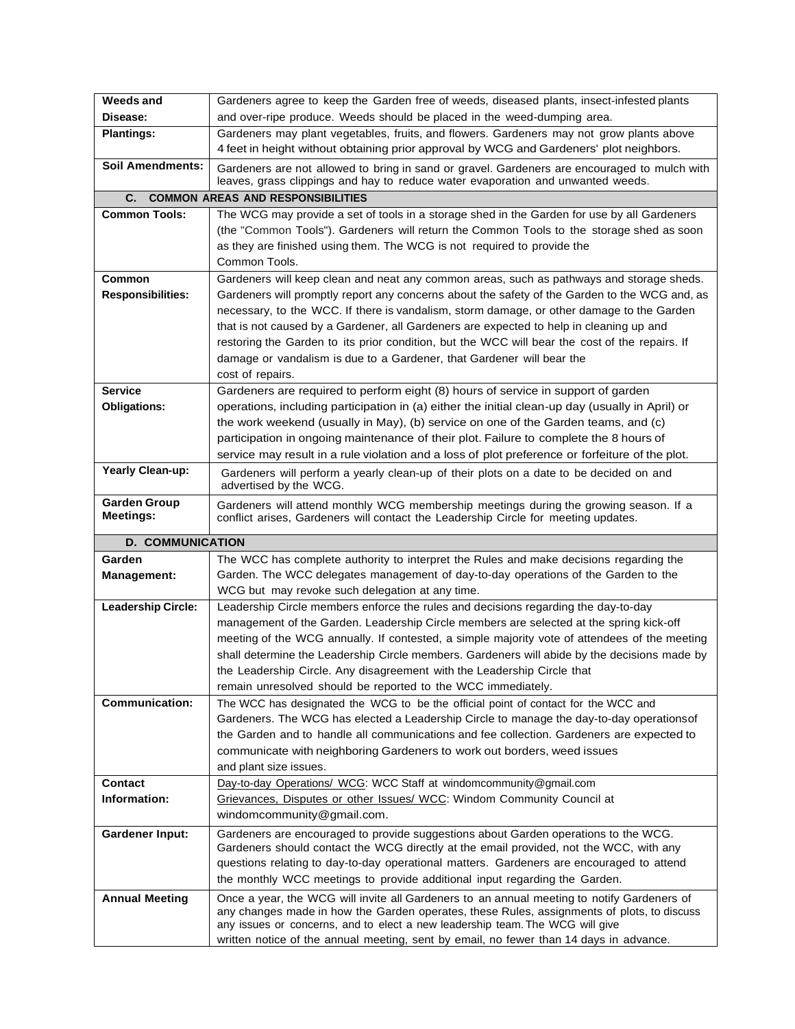| | |
|---|---|
| **Weeds and Disease:** | Gardeners agree to keep the Garden free of weeds, diseased plants, insect-infested plants and over-ripe produce. Weeds should be placed in the weed-dumping area. |
| **Plantings:** | Gardeners may plant vegetables, fruits, and flowers. Gardeners may not grow plants above 4 feet in height without obtaining prior approval by WCG and Gardeners' plot neighbors. |
| **Soil Amendments:** | Gardeners are not allowed to bring in sand or gravel. Gardeners are encouraged to mulch with leaves, grass clippings and hay to reduce water evaporation and unwanted weeds. |
| **C. COMMON AREAS AND RESPONSIBILITIES** | |
| **Common Tools:** | The WCG may provide a set of tools in a storage shed in the Garden for use by all Gardeners (the "Common Tools"). Gardeners will return the Common Tools to the storage shed as soon as they are finished using them. The WCG is not required to provide the Common Tools. |
| **Common Responsibilities:** | Gardeners will keep clean and neat any common areas, such as pathways and storage sheds. Gardeners will promptly report any concerns about the safety of the Garden to the WCG and, as necessary, to the WCC. If there is vandalism, storm damage, or other damage to the Garden that is not caused by a Gardener, all Gardeners are expected to help in cleaning up and restoring the Garden to its prior condition, but the WCC will bear the cost of the repairs. If damage or vandalism is due to a Gardener, that Gardener will bear the cost of repairs. |
| **Service Obligations:** | Gardeners are required to perform eight (8) hours of service in support of garden operations, including participation in (a) either the initial clean-up day (usually in April) or the work weekend (usually in May), (b) service on one of the Garden teams, and (c) participation in ongoing maintenance of their plot. Failure to complete the 8 hours of service may result in a rule violation and a loss of plot preference or forfeiture of the plot. |
| **Yearly Clean-up:** | Gardeners will perform a yearly clean-up of their plots on a date to be decided on and advertised by the WCG. |
| **Garden Group Meetings:** | Gardeners will attend monthly WCG membership meetings during the growing season. If a conflict arises, Gardeners will contact the Leadership Circle for meeting updates. |
| **D. COMMUNICATION** | |
| **Garden Management:** | The WCC has complete authority to interpret the Rules and make decisions regarding the Garden. The WCC delegates management of day-to-day operations of the Garden to the WCG but may revoke such delegation at any time. |
| **Leadership Circle:** | Leadership Circle members enforce the rules and decisions regarding the day-to-day management of the Garden. Leadership Circle members are selected at the spring kick-off meeting of the WCG annually. If contested, a simple majority vote of attendees of the meeting shall determine the Leadership Circle members. Gardeners will abide by the decisions made by the Leadership Circle. Any disagreement with the Leadership Circle that remain unresolved should be reported to the WCC immediately. |
| **Communication:** | The WCC has designated the WCG to be the official point of contact for the WCC and Gardeners. The WCG has elected a Leadership Circle to manage the day-to-day operationsof the Garden and to handle all communications and fee collection. Gardeners are expected to communicate with neighboring Gardeners to work out borders, weed issues and plant size issues. |
| **Contact Information:** | Day-to-day Operations/ WCG: WCC Staff at windomcommunity@gmail.com<br>Grievances, Disputes or other Issues/ WCC: Windom Community Council at windomcommunity@gmail.com. |
| **Gardener Input:** | Gardeners are encouraged to provide suggestions about Garden operations to the WCG. Gardeners should contact the WCG directly at the email provided, not the WCC, with any questions relating to day-to-day operational matters. Gardeners are encouraged to attend the monthly WCC meetings to provide additional input regarding the Garden. |
| **Annual Meeting** | Once a year, the WCG will invite all Gardeners to an annual meeting to notify Gardeners of any changes made in how the Garden operates, these Rules, assignments of plots, to discuss any issues or concerns, and to elect a new leadership team. The WCG will give written notice of the annual meeting, sent by email, no fewer than 14 days in advance. |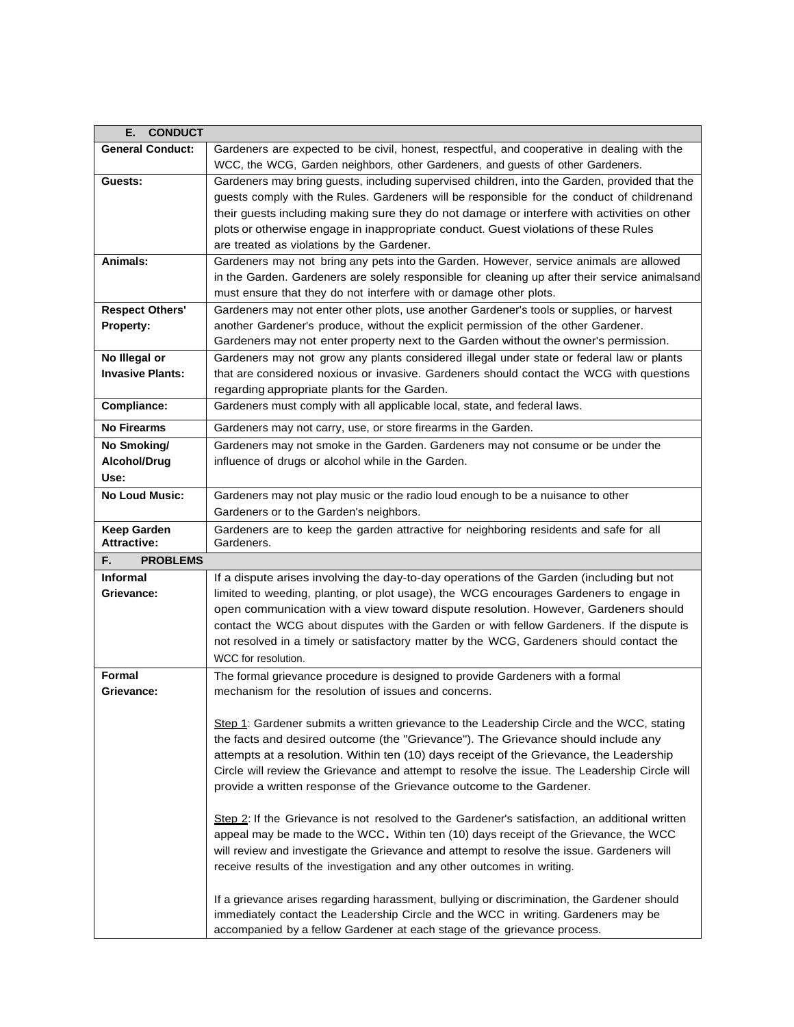| E. CONDUCT | |
|---|---|
| **General Conduct:** | Gardeners are expected to be civil, honest, respectful, and cooperative in dealing with the WCC, the WCG, Garden neighbors, other Gardeners, and guests of other Gardeners. |
| **Guests:** | Gardeners may bring guests, including supervised children, into the Garden, provided that the guests comply with the Rules. Gardeners will be responsible for the conduct of childrenand their guests including making sure they do not damage or interfere with activities on other plots or otherwise engage in inappropriate conduct. Guest violations of these Rules are treated as violations by the Gardener. |
| **Animals:** | Gardeners may not bring any pets into the Garden. However, service animals are allowed in the Garden. Gardeners are solely responsible for cleaning up after their service animalsand must ensure that they do not interfere with or damage other plots. |
| **Respect Others' Property:** | Gardeners may not enter other plots, use another Gardener's tools or supplies, or harvest another Gardener's produce, without the explicit permission of the other Gardener. Gardeners may not enter property next to the Garden without the owner's permission. |
| **No Illegal or Invasive Plants:** | Gardeners may not grow any plants considered illegal under state or federal law or plants that are considered noxious or invasive. Gardeners should contact the WCG with questions regarding appropriate plants for the Garden. |
| **Compliance:** | Gardeners must comply with all applicable local, state, and federal laws. |
| **No Firearms** | Gardeners may not carry, use, or store firearms in the Garden. |
| **No Smoking/ Alcohol/Drug Use:** | Gardeners may not smoke in the Garden. Gardeners may not consume or be under the influence of drugs or alcohol while in the Garden. |
| **No Loud Music:** | Gardeners may not play music or the radio loud enough to be a nuisance to other Gardeners or to the Garden's neighbors. |
| **Keep Garden Attractive:** | Gardeners are to keep the garden attractive for neighboring residents and safe for all Gardeners. |
| **F. PROBLEMS** | |
| **Informal Grievance:** | If a dispute arises involving the day-to-day operations of the Garden (including but not limited to weeding, planting, or plot usage), the WCG encourages Gardeners to engage in open communication with a view toward dispute resolution. However, Gardeners should contact the WCG about disputes with the Garden or with fellow Gardeners. If the dispute is not resolved in a timely or satisfactory matter by the WCG, Gardeners should contact the WCC for resolution. |
| **Formal Grievance:** | The formal grievance procedure is designed to provide Gardeners with a formal mechanism for the resolution of issues and concerns.<br><br><u>Step 1</u>: Gardener submits a written grievance to the Leadership Circle and the WCC, stating the facts and desired outcome (the "Grievance"). The Grievance should include any attempts at a resolution. Within ten (10) days receipt of the Grievance, the Leadership Circle will review the Grievance and attempt to resolve the issue. The Leadership Circle will provide a written response of the Grievance outcome to the Gardener.<br><br><u>Step 2</u>: If the Grievance is not resolved to the Gardener's satisfaction, an additional written appeal may be made to the WCC. Within ten (10) days receipt of the Grievance, the WCC will review and investigate the Grievance and attempt to resolve the issue. Gardeners will receive results of the investigation and any other outcomes in writing.<br><br>If a grievance arises regarding harassment, bullying or discrimination, the Gardener should immediately contact the Leadership Circle and the WCC in writing. Gardeners may be accompanied by a fellow Gardener at each stage of the grievance process. |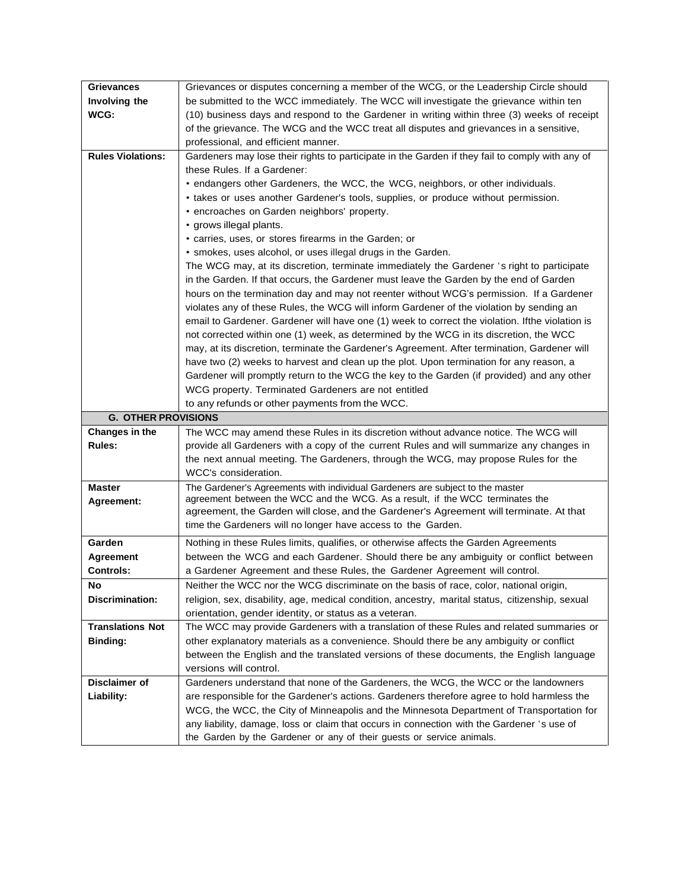| | |
|---|---|
| **Grievances Involving the WCG:** | Grievances or disputes concerning a member of the WCG, or the Leadership Circle should be submitted to the WCC immediately. The WCC will investigate the grievance within ten (10) business days and respond to the Gardener in writing within three (3) weeks of receipt of the grievance. The WCG and the WCC treat all disputes and grievances in a sensitive, professional, and efficient manner. |
| **Rules Violations:** | Gardeners may lose their rights to participate in the Garden if they fail to comply with any of these Rules. If a Gardener:<br>• endangers other Gardeners, the WCC, the WCG, neighbors, or other individuals.<br>• takes or uses another Gardener's tools, supplies, or produce without permission.<br>• encroaches on Garden neighbors' property.<br>• grows illegal plants.<br>• carries, uses, or stores firearms in the Garden; or<br>• smokes, uses alcohol, or uses illegal drugs in the Garden.<br>The WCG may, at its discretion, terminate immediately the Gardener 's right to participate in the Garden. If that occurs, the Gardener must leave the Garden by the end of Garden hours on the termination day and may not reenter without WCG's permission. If a Gardener violates any of these Rules, the WCG will inform Gardener of the violation by sending an email to Gardener. Gardener will have one (1) week to correct the violation. Ifthe violation is not corrected within one (1) week, as determined by the WCG in its discretion, the WCC may, at its discretion, terminate the Gardener's Agreement. After termination, Gardener will have two (2) weeks to harvest and clean up the plot. Upon termination for any reason, a Gardener will promptly return to the WCG the key to the Garden (if provided) and any other WCG property. Terminated Gardeners are not entitled to any refunds or other payments from the WCC. |
| **G. OTHER PROVISIONS** | |
| **Changes in the Rules:** | The WCC may amend these Rules in its discretion without advance notice. The WCG will provide all Gardeners with a copy of the current Rules and will summarize any changes in the next annual meeting. The Gardeners, through the WCG, may propose Rules for the WCC's consideration. |
| **Master Agreement:** | The Gardener's Agreements with individual Gardeners are subject to the master agreement between the WCC and the WCG. As a result, if the WCC terminates the agreement, the Garden will close, and the Gardener's Agreement will terminate. At that time the Gardeners will no longer have access to the Garden. |
| **Garden Agreement Controls:** | Nothing in these Rules limits, qualifies, or otherwise affects the Garden Agreements between the WCG and each Gardener. Should there be any ambiguity or conflict between a Gardener Agreement and these Rules, the Gardener Agreement will control. |
| **No Discrimination:** | Neither the WCC nor the WCG discriminate on the basis of race, color, national origin, religion, sex, disability, age, medical condition, ancestry, marital status, citizenship, sexual orientation, gender identity, or status as a veteran. |
| **Translations Not Binding:** | The WCC may provide Gardeners with a translation of these Rules and related summaries or other explanatory materials as a convenience. Should there be any ambiguity or conflict between the English and the translated versions of these documents, the English language versions will control. |
| **Disclaimer of Liability:** | Gardeners understand that none of the Gardeners, the WCG, the WCC or the landowners are responsible for the Gardener's actions. Gardeners therefore agree to hold harmless the WCG, the WCC, the City of Minneapolis and the Minnesota Department of Transportation for any liability, damage, loss or claim that occurs in connection with the Gardener 's use of the Garden by the Gardener or any of their guests or service animals. |